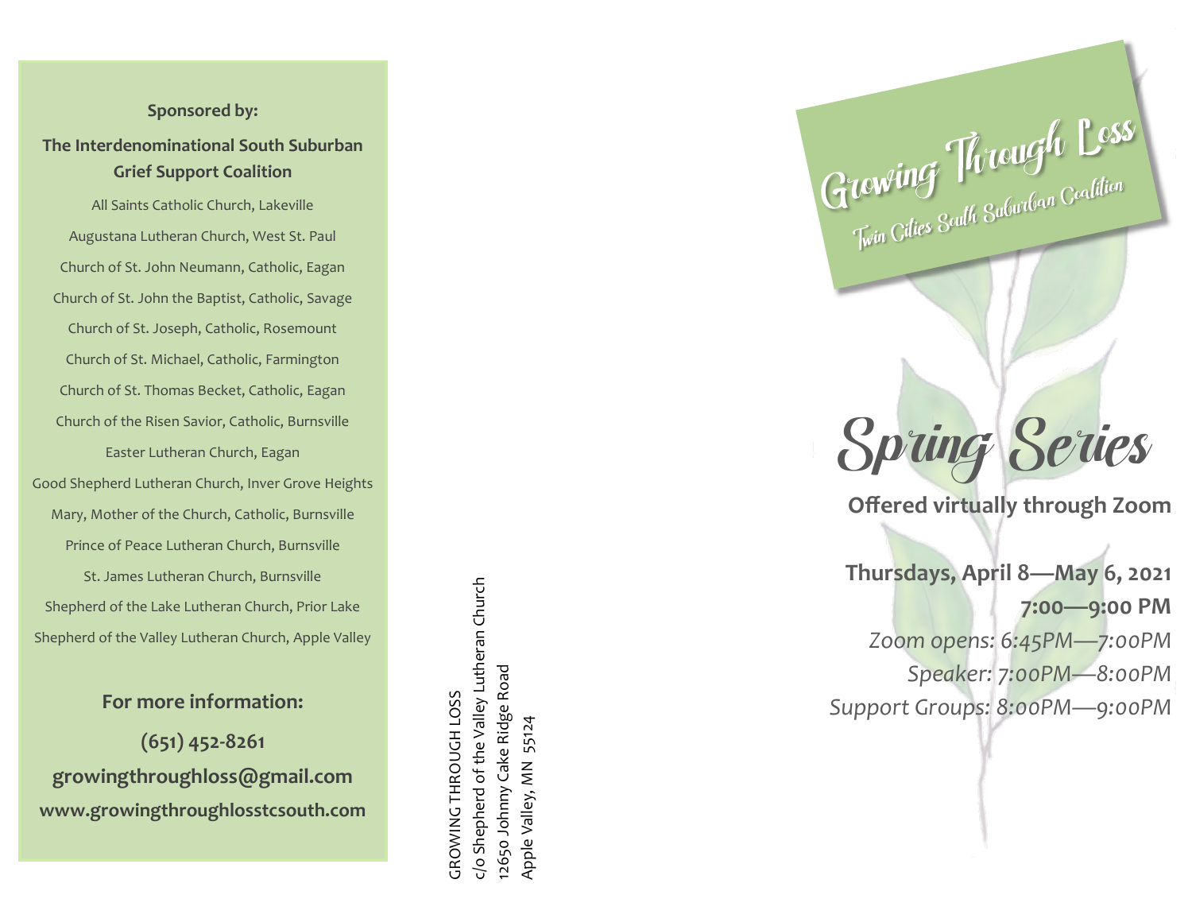**Sponsored by:**

**The Interdenominational South Suburban Grief Support Coalition**

All Saints Catholic Church, Lakeville

Augustana Lutheran Church, West St. Paul

Church of St. John Neumann, Catholic, Eagan

Church of St. John the Baptist, Catholic, Savage

Church of St. Joseph, Catholic, Rosemount

Church of St. Michael, Catholic, Farmington

Church of St. Thomas Becket, Catholic, Eagan

Church of the Risen Savior, Catholic, Burnsville

Easter Lutheran Church, Eagan

Good Shepherd Lutheran Church, Inver Grove Heights

Mary, Mother of the Church, Catholic, Burnsville

Prince of Peace Lutheran Church, Burnsville

St. James Lutheran Church, Burnsville

Shepherd of the Lake Lutheran Church, Prior Lake

Shepherd of the Valley Lutheran Church, Apple Valley

**For more information:**

**(651) 452-8261**

**growingthroughloss@gmail.com**

**www.growingthroughlosstcsouth.com**

GROWING THROUGH LOSS
c/o Shepherd of the Valley Lutheran Church
12650 Johnny Cake Ridge Road
Apple Valley, MN 55124

# Growing Through Loss

Twin Cities South Suburban Coalition

# Spring Series

**Offered virtually through Zoom**

**Thursdays, April 8—May 6, 2021**

**7:00—9:00 PM**

*Zoom opens: 6:45PM—7:00PM*

*Speaker: 7:00PM—8:00PM*

*Support Groups: 8:00PM—9:00PM*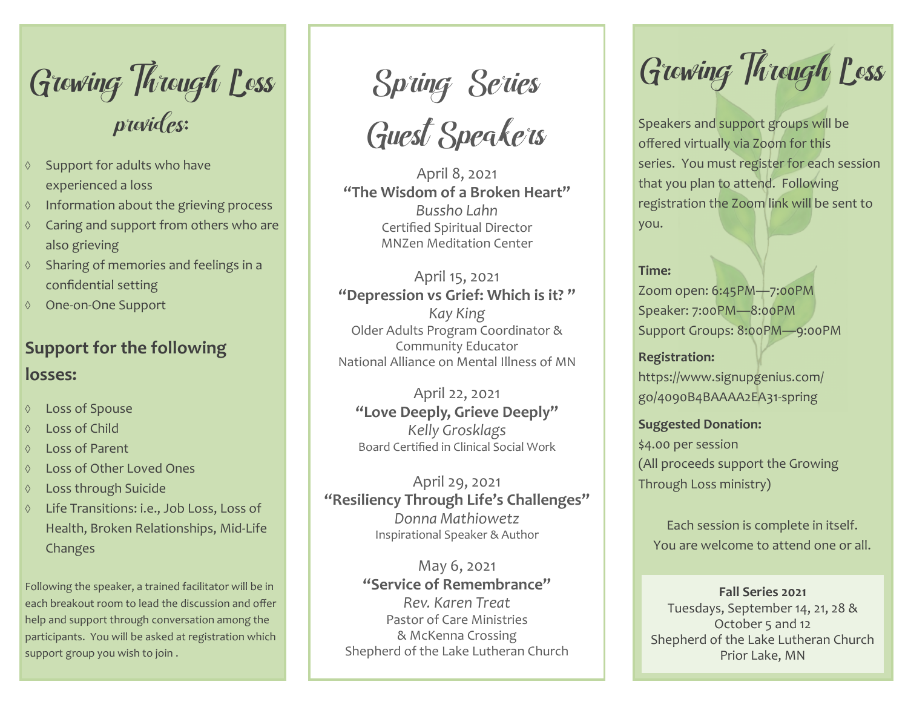# Growing Through Loss

## provides:

- Support for adults who have experienced a loss
- Information about the grieving process
- Caring and support from others who are also grieving
- Sharing of memories and feelings in a confidential setting
- One-on-One Support

## Support for the following losses:

- Loss of Spouse
- Loss of Child
- Loss of Parent
- Loss of Other Loved Ones
- Loss through Suicide
- Life Transitions: i.e., Job Loss, Loss of Health, Broken Relationships, Mid-Life Changes

Following the speaker, a trained facilitator will be in each breakout room to lead the discussion and offer help and support through conversation among the participants. You will be asked at registration which support group you wish to join .

# Spring Series Guest Speakers

April 8, 2021
**"The Wisdom of a Broken Heart"**
*Bussho Lahn*
Certified Spiritual Director
MNZen Meditation Center

April 15, 2021
**"Depression vs Grief: Which is it? "**
*Kay King*
Older Adults Program Coordinator & Community Educator
National Alliance on Mental Illness of MN

April 22, 2021
**"Love Deeply, Grieve Deeply"**
*Kelly Grosklags*
Board Certified in Clinical Social Work

April 29, 2021
**"Resiliency Through Life's Challenges"**
*Donna Mathiowetz*
Inspirational Speaker & Author

May 6, 2021
**"Service of Remembrance"**
*Rev. Karen Treat*
Pastor of Care Ministries
& McKenna Crossing
Shepherd of the Lake Lutheran Church

# Growing Through Loss

Speakers and support groups will be offered virtually via Zoom for this series. You must register for each session that you plan to attend. Following registration the Zoom link will be sent to you.

**Time:**
Zoom open: 6:45PM—7:00PM
Speaker: 7:00PM—8:00PM
Support Groups: 8:00PM—9:00PM

**Registration:**
https://www.signupgenius.com/go/4090B4BAAAA2EA31-spring

**Suggested Donation:**
$4.00 per session
(All proceeds support the Growing Through Loss ministry)

Each session is complete in itself.
You are welcome to attend one or all.

**Fall Series 2021**
Tuesdays, September 14, 21, 28 & October 5 and 12
Shepherd of the Lake Lutheran Church
Prior Lake, MN